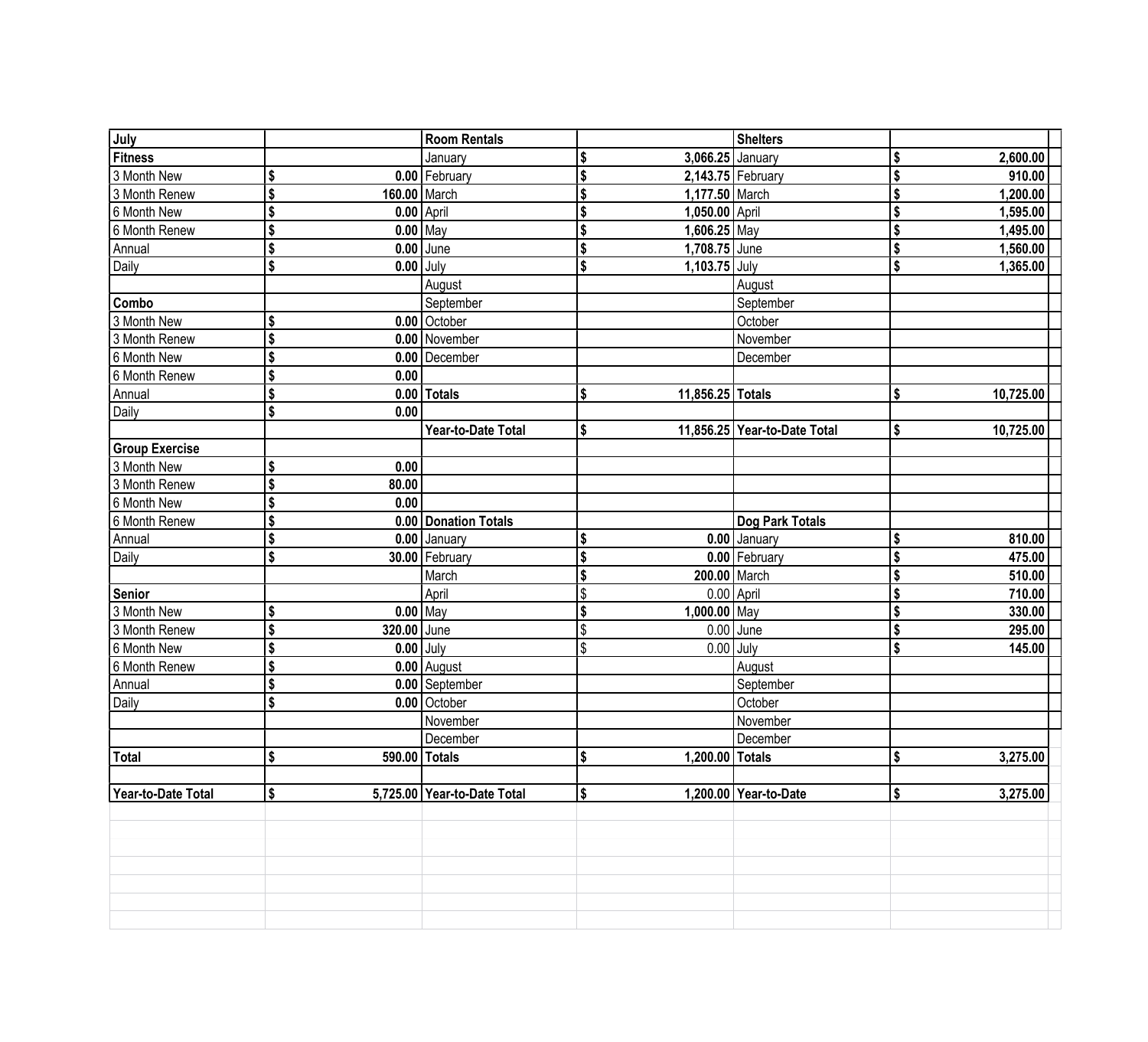| July | | Room Rentals | | Shelters | |
|---|---|---|---|---|---|
| **Fitness** | | January | $ 3,066.25 | January | $ 2,600.00 |
| 3 Month New | $ 0.00 | February | $ 2,143.75 | February | $ 910.00 |
| 3 Month Renew | $ 160.00 | March | $ 1,177.50 | March | $ 1,200.00 |
| 6 Month New | $ 0.00 | April | $ 1,050.00 | April | $ 1,595.00 |
| 6 Month Renew | $ 0.00 | May | $ 1,606.25 | May | $ 1,495.00 |
| Annual | $ 0.00 | June | $ 1,708.75 | June | $ 1,560.00 |
| Daily | $ 0.00 | July | $ 1,103.75 | July | $ 1,365.00 |
| | | August | | August | |
| **Combo** | | September | | September | |
| 3 Month New | $ 0.00 | October | | October | |
| 3 Month Renew | $ 0.00 | November | | November | |
| 6 Month New | $ 0.00 | December | | December | |
| 6 Month Renew | $ 0.00 | | | | |
| Annual | $ 0.00 | **Totals** | $ 11,856.25 | **Totals** | $ 10,725.00 |
| Daily | $ 0.00 | | | | |
| | | **Year-to-Date Total** | $ 11,856.25 | **Year-to-Date Total** | $ 10,725.00 |
| **Group Exercise** | | | | | |
| 3 Month New | $ 0.00 | | | | |
| 3 Month Renew | $ 80.00 | | | | |
| 6 Month New | $ 0.00 | | | | |
| 6 Month Renew | $ 0.00 | **Donation Totals** | | **Dog Park Totals** | |
| Annual | $ 0.00 | January | $ 0.00 | January | $ 810.00 |
| Daily | $ 30.00 | February | $ 0.00 | February | $ 475.00 |
| | | March | $ 200.00 | March | $ 510.00 |
| **Senior** | | April | $ 0.00 | April | $ 710.00 |
| 3 Month New | $ 0.00 | May | $ 1,000.00 | May | $ 330.00 |
| 3 Month Renew | $ 320.00 | June | $ 0.00 | June | $ 295.00 |
| 6 Month New | $ 0.00 | July | $ 0.00 | July | $ 145.00 |
| 6 Month Renew | $ 0.00 | August | | August | |
| Annual | $ 0.00 | September | | September | |
| Daily | $ 0.00 | October | | October | |
| | | November | | November | |
| | | December | | December | |
| **Total** | $ 590.00 | **Totals** | $ 1,200.00 | **Totals** | $ 3,275.00 |
| | | | | | |
| **Year-to-Date Total** | $ 5,725.00 | **Year-to-Date Total** | $ 1,200.00 | **Year-to-Date** | $ 3,275.00 |